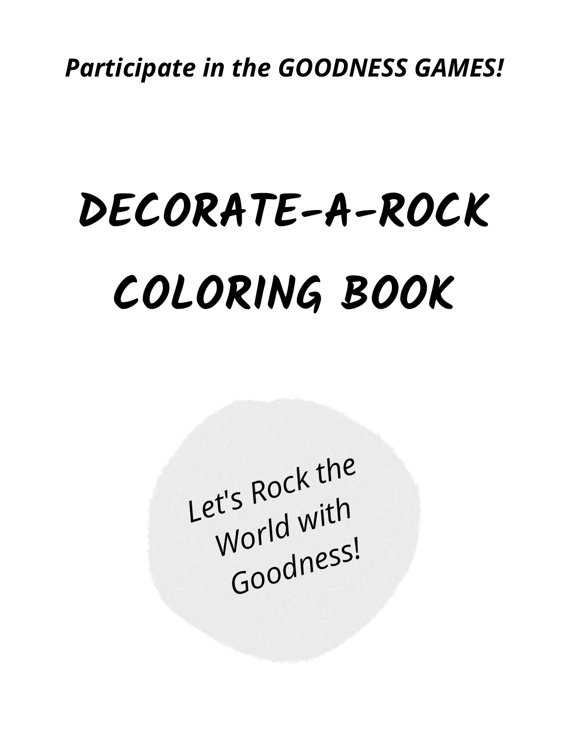***Participate in the GOODNESS GAMES!***

# DECORATE-A-ROCK COLORING BOOK

Let's Rock the World with Goodness!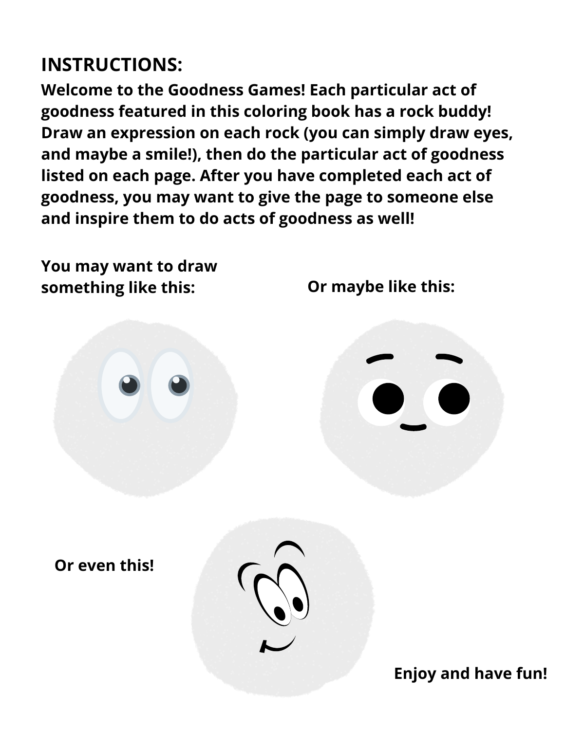## INSTRUCTIONS:

**Welcome to the Goodness Games! Each particular act of goodness featured in this coloring book has a rock buddy! Draw an expression on each rock (you can simply draw eyes, and maybe a smile!), then do the particular act of goodness listed on each page. After you have completed each act of goodness, you may want to give the page to someone else and inspire them to do acts of goodness as well!**

**You may want to draw something like this:**

**Or maybe like this:**

**Or even this!**

**Enjoy and have fun!**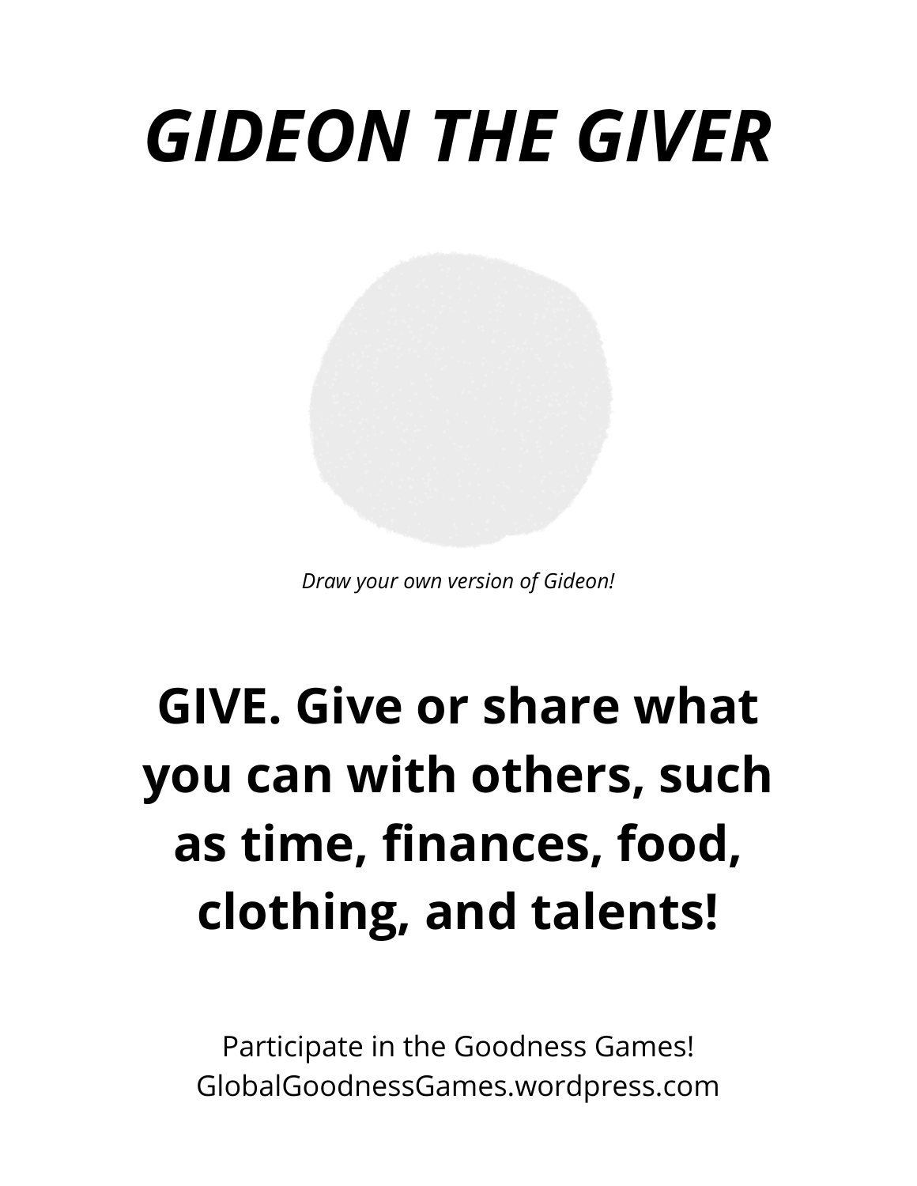# *GIDEON THE GIVER*

*Draw your own version of Gideon!*

**GIVE. Give or share what you can with others, such as time, finances, food, clothing, and talents!**

Participate in the Goodness Games!
GlobalGoodnessGames.wordpress.com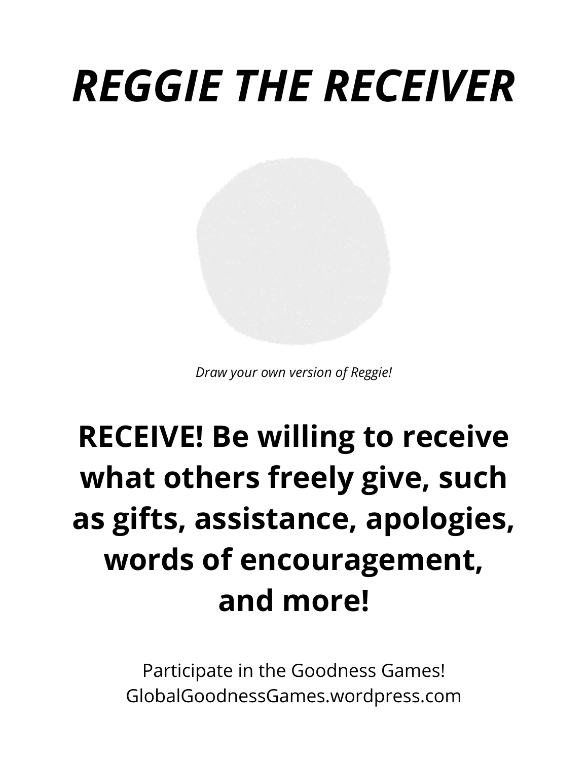# *REGGIE THE RECEIVER*

*Draw your own version of Reggie!*

**RECEIVE! Be willing to receive what others freely give, such as gifts, assistance, apologies, words of encouragement, and more!**

Participate in the Goodness Games!
GlobalGoodnessGames.wordpress.com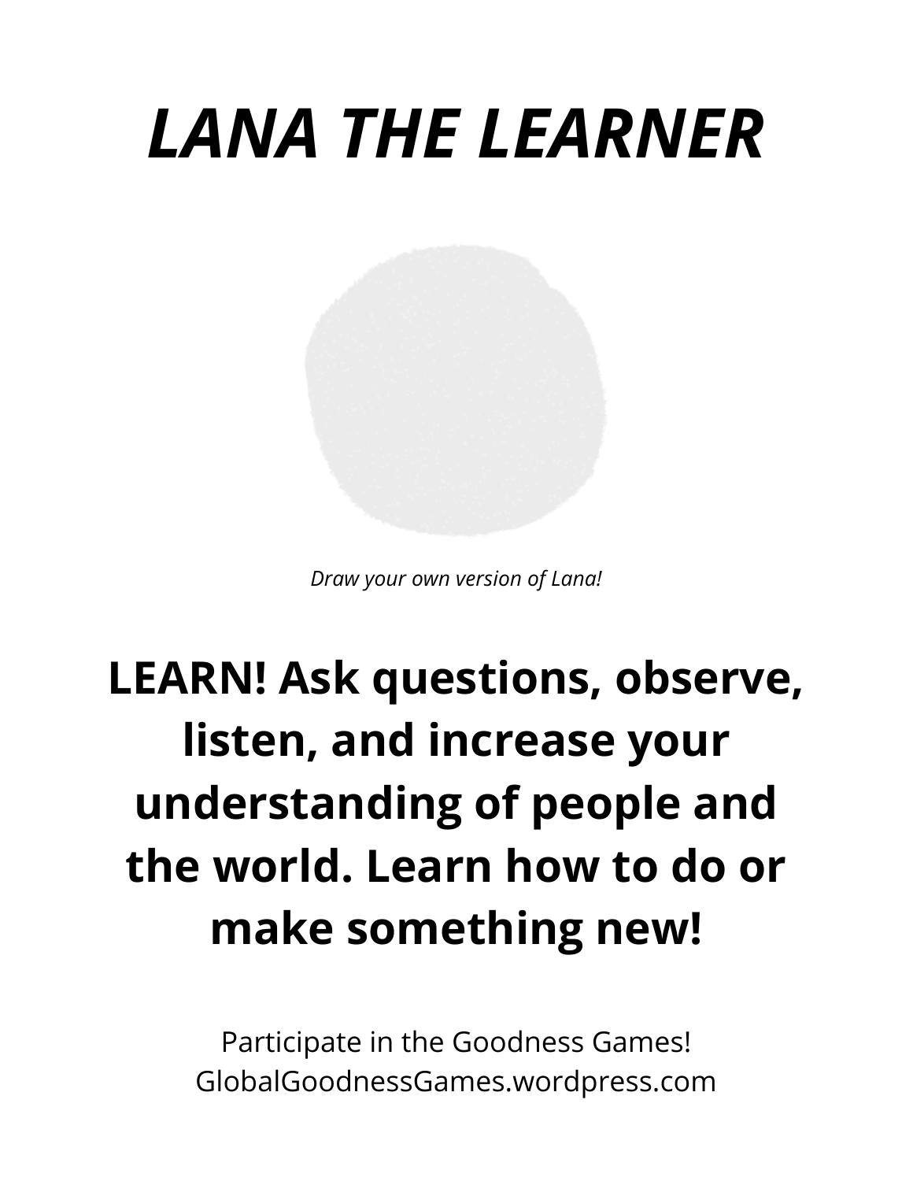# *LANA THE LEARNER*

*Draw your own version of Lana!*

**LEARN! Ask questions, observe, listen, and increase your understanding of people and the world. Learn how to do or make something new!**

Participate in the Goodness Games!
GlobalGoodnessGames.wordpress.com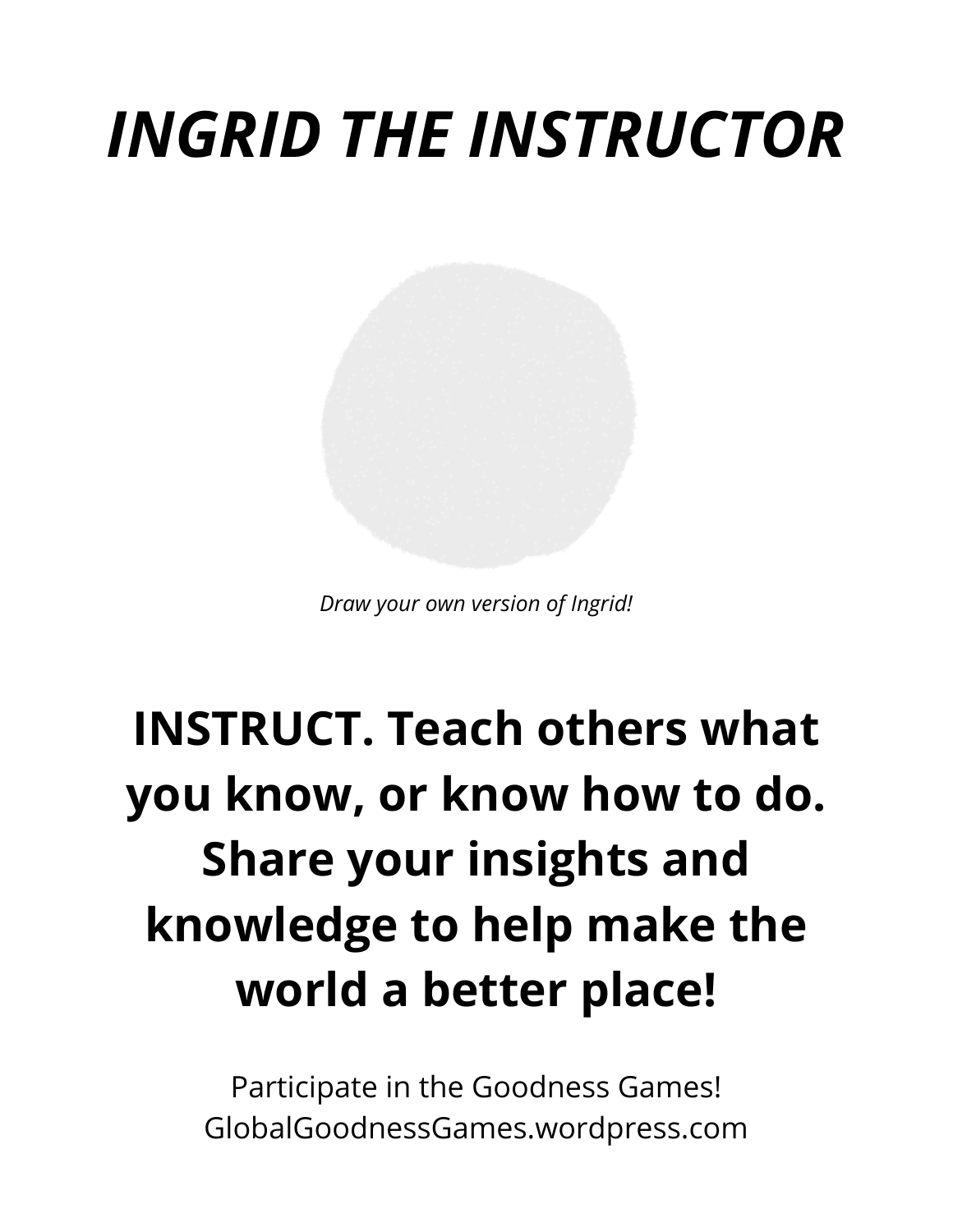# *INGRID THE INSTRUCTOR*

*Draw your own version of Ingrid!*

**INSTRUCT. Teach others what you know, or know how to do. Share your insights and knowledge to help make the world a better place!**

Participate in the Goodness Games!
GlobalGoodnessGames.wordpress.com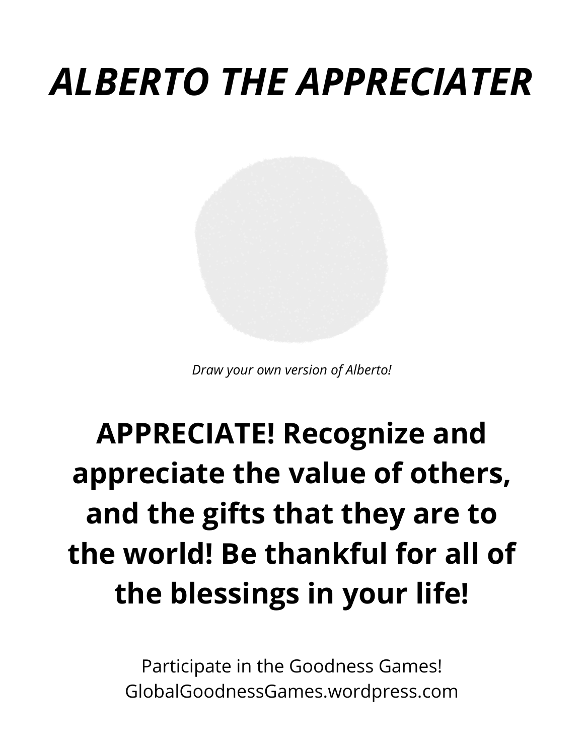# *ALBERTO THE APPRECIATER*

*Draw your own version of Alberto!*

**APPRECIATE! Recognize and appreciate the value of others, and the gifts that they are to the world! Be thankful for all of the blessings in your life!**

Participate in the Goodness Games!
GlobalGoodnessGames.wordpress.com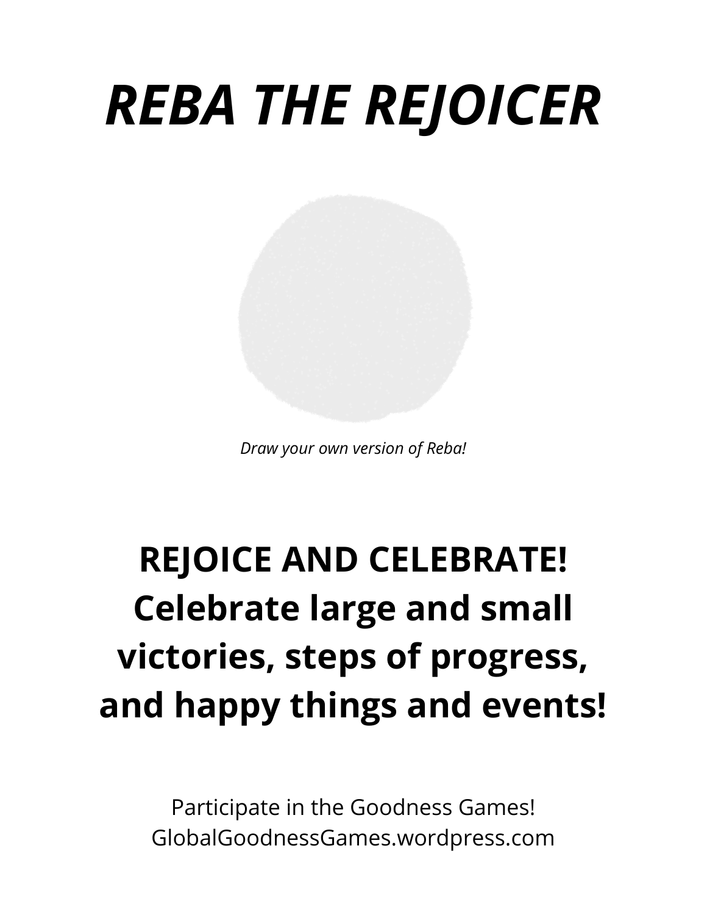# *REBA THE REJOICER*

*Draw your own version of Reba!*

**REJOICE AND CELEBRATE! Celebrate large and small victories, steps of progress, and happy things and events!**

Participate in the Goodness Games!
GlobalGoodnessGames.wordpress.com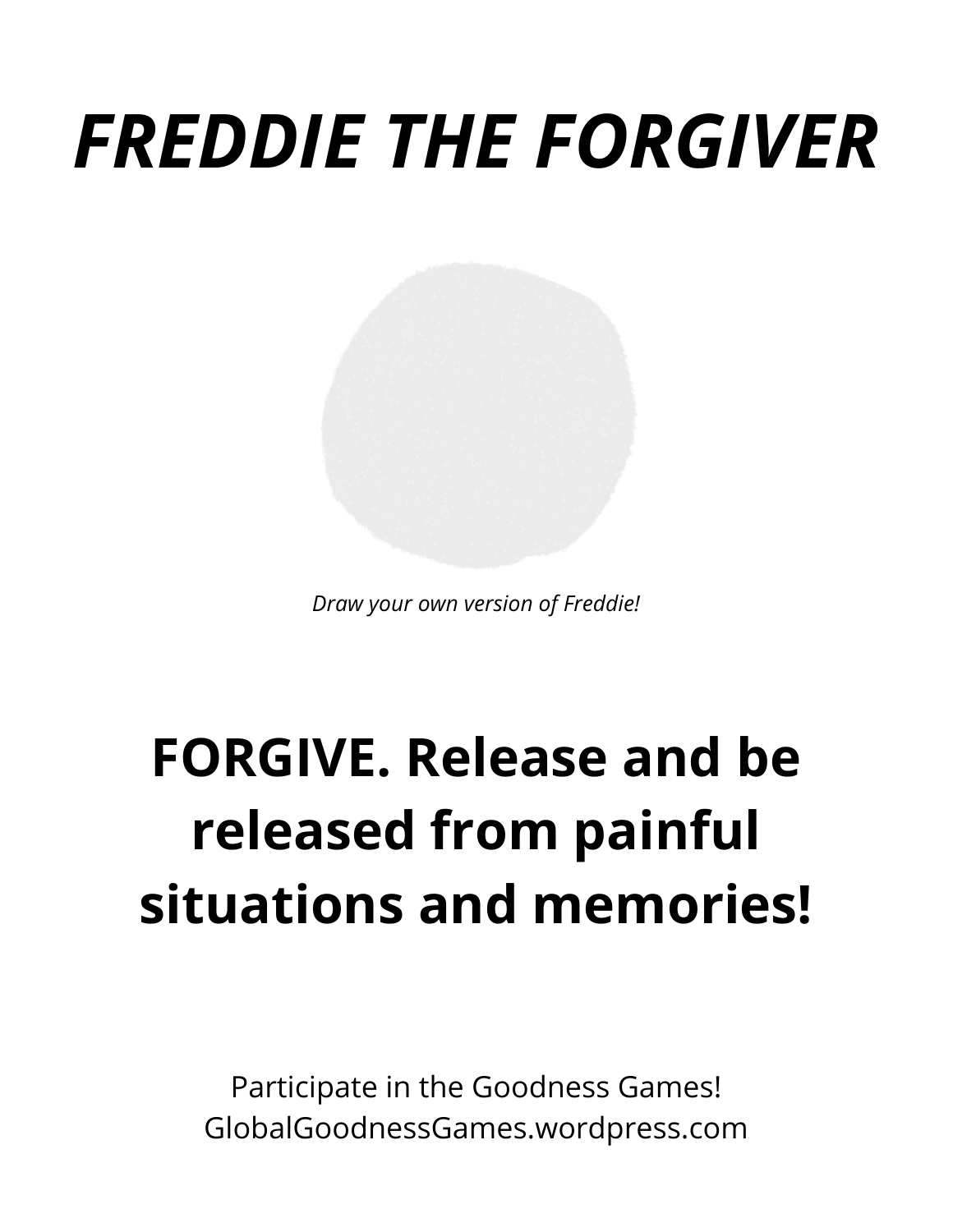# *FREDDIE THE FORGIVER*

*Draw your own version of Freddie!*

**FORGIVE. Release and be released from painful situations and memories!**

Participate in the Goodness Games!
GlobalGoodnessGames.wordpress.com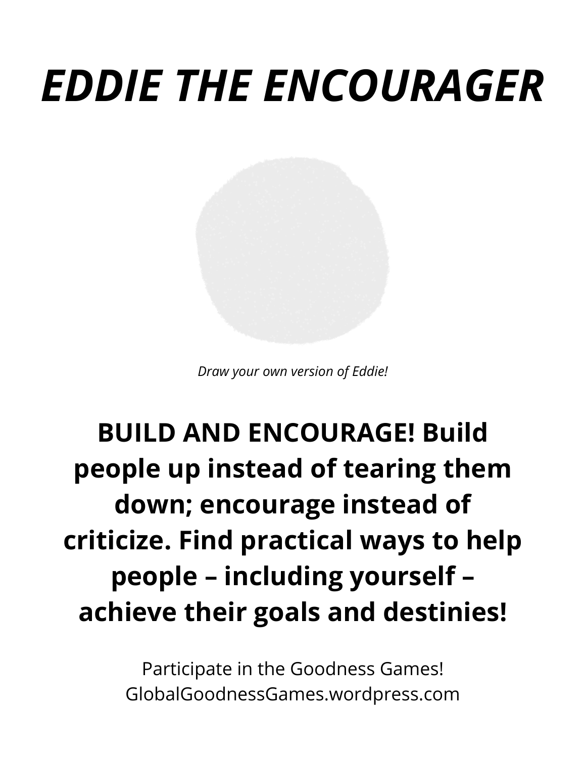# *EDDIE THE ENCOURAGER*

*Draw your own version of Eddie!*

**BUILD AND ENCOURAGE! Build people up instead of tearing them down; encourage instead of criticize. Find practical ways to help people – including yourself – achieve their goals and destinies!**

Participate in the Goodness Games!
GlobalGoodnessGames.wordpress.com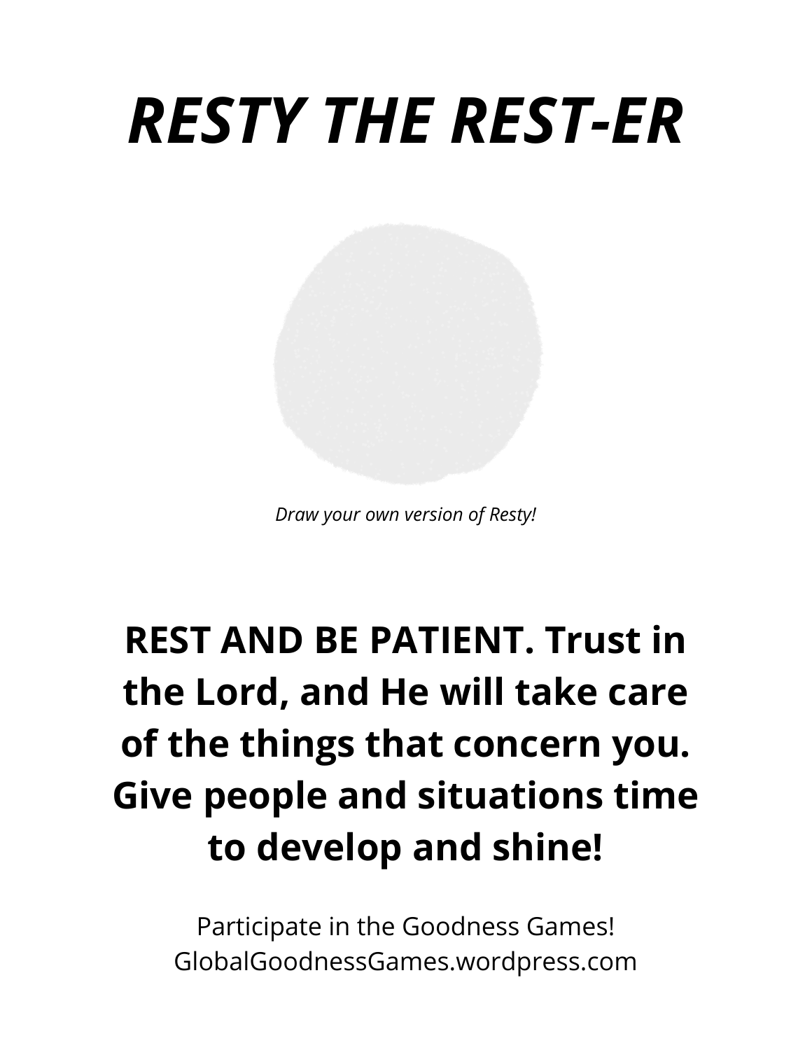# ***RESTY THE REST-ER***

*Draw your own version of Resty!*

**REST AND BE PATIENT. Trust in the Lord, and He will take care of the things that concern you. Give people and situations time to develop and shine!**

Participate in the Goodness Games!
GlobalGoodnessGames.wordpress.com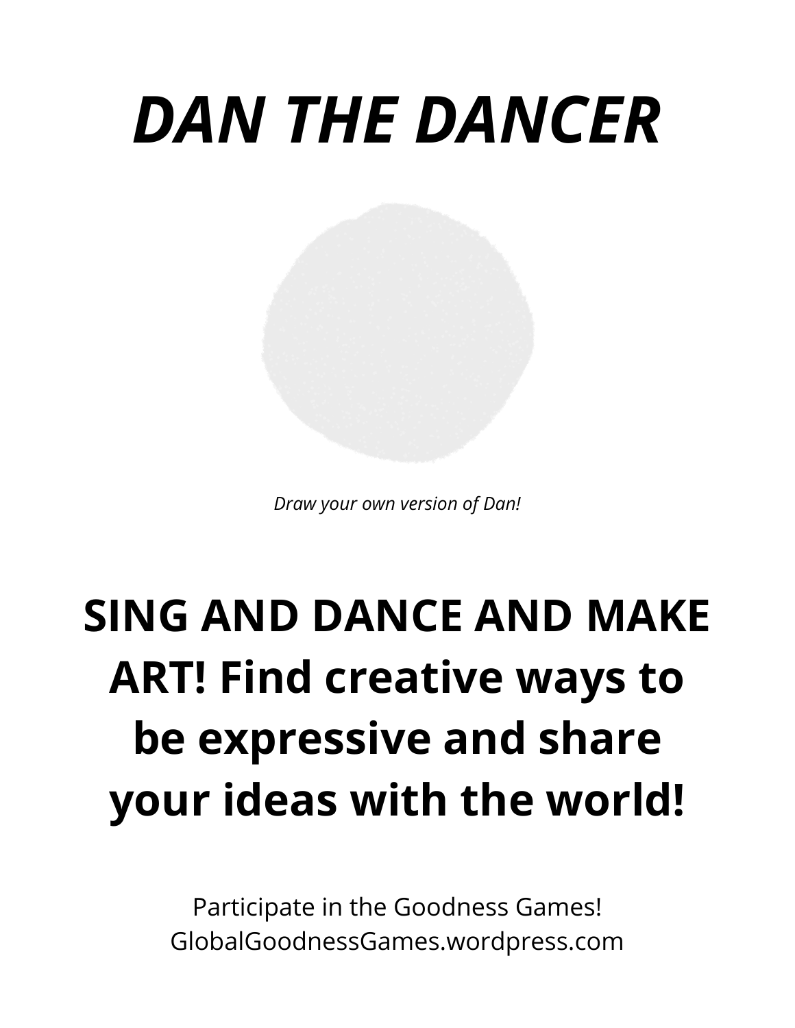# *DAN THE DANCER*

*Draw your own version of Dan!*

## SING AND DANCE AND MAKE ART! Find creative ways to be expressive and share your ideas with the world!

Participate in the Goodness Games!
GlobalGoodnessGames.wordpress.com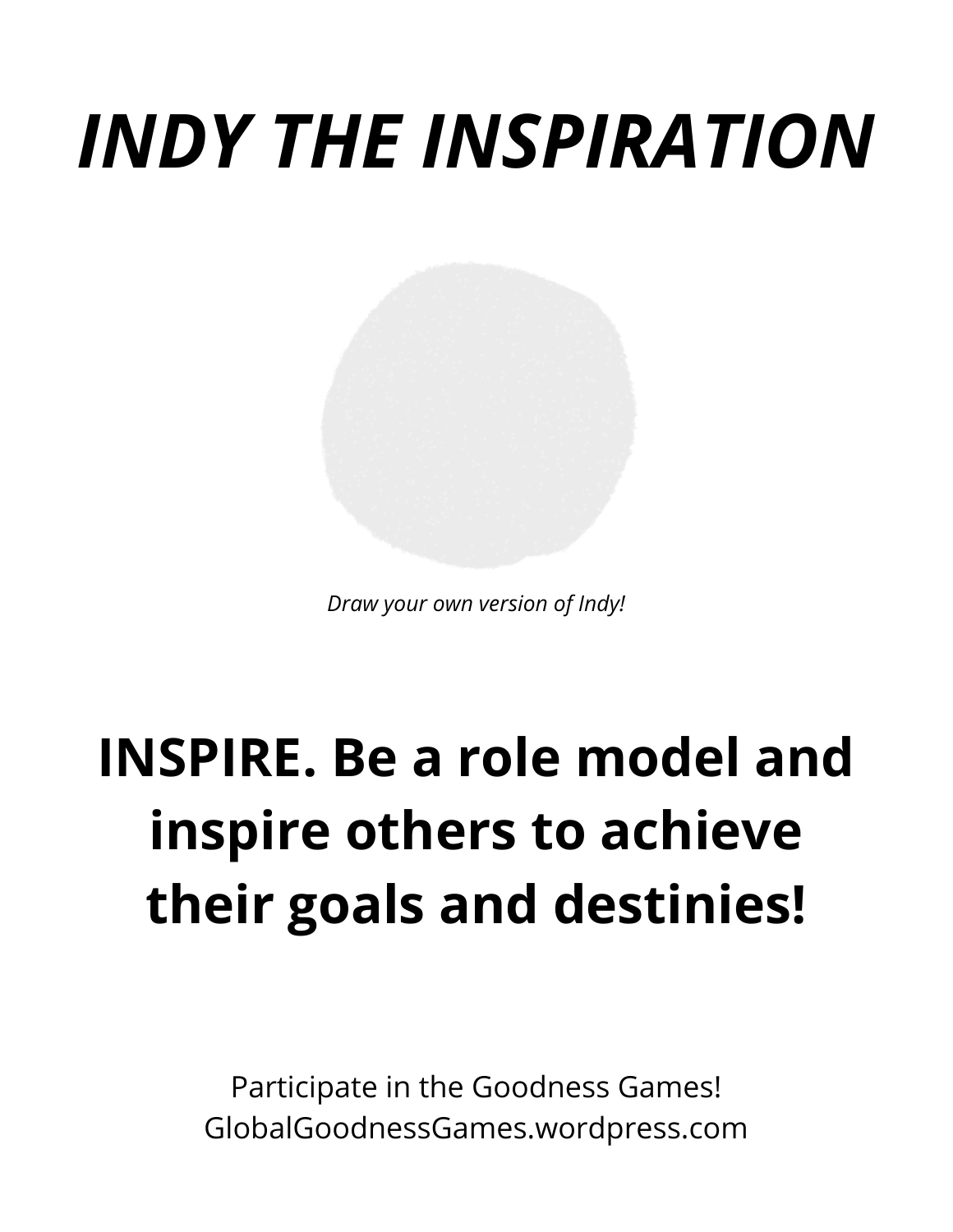# *INDY THE INSPIRATION*

*Draw your own version of Indy!*

**INSPIRE. Be a role model and inspire others to achieve their goals and destinies!**

Participate in the Goodness Games!
GlobalGoodnessGames.wordpress.com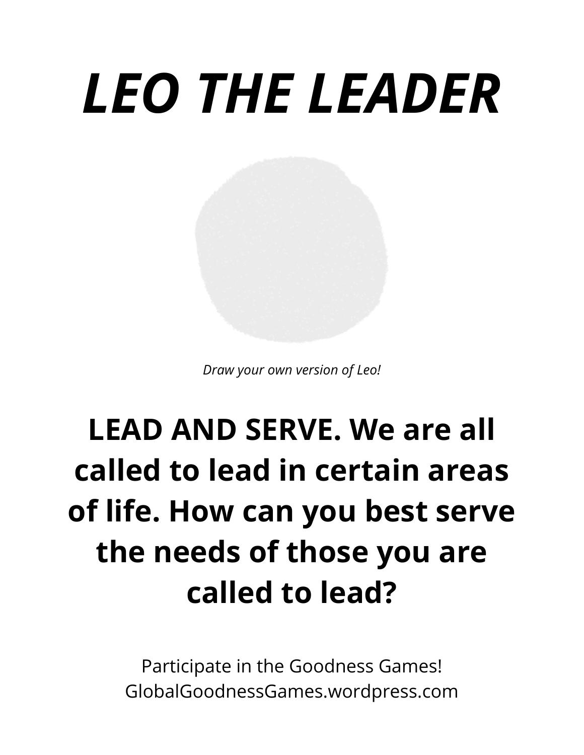# *LEO THE LEADER*

*Draw your own version of Leo!*

**LEAD AND SERVE. We are all called to lead in certain areas of life. How can you best serve the needs of those you are called to lead?**

Participate in the Goodness Games!
GlobalGoodnessGames.wordpress.com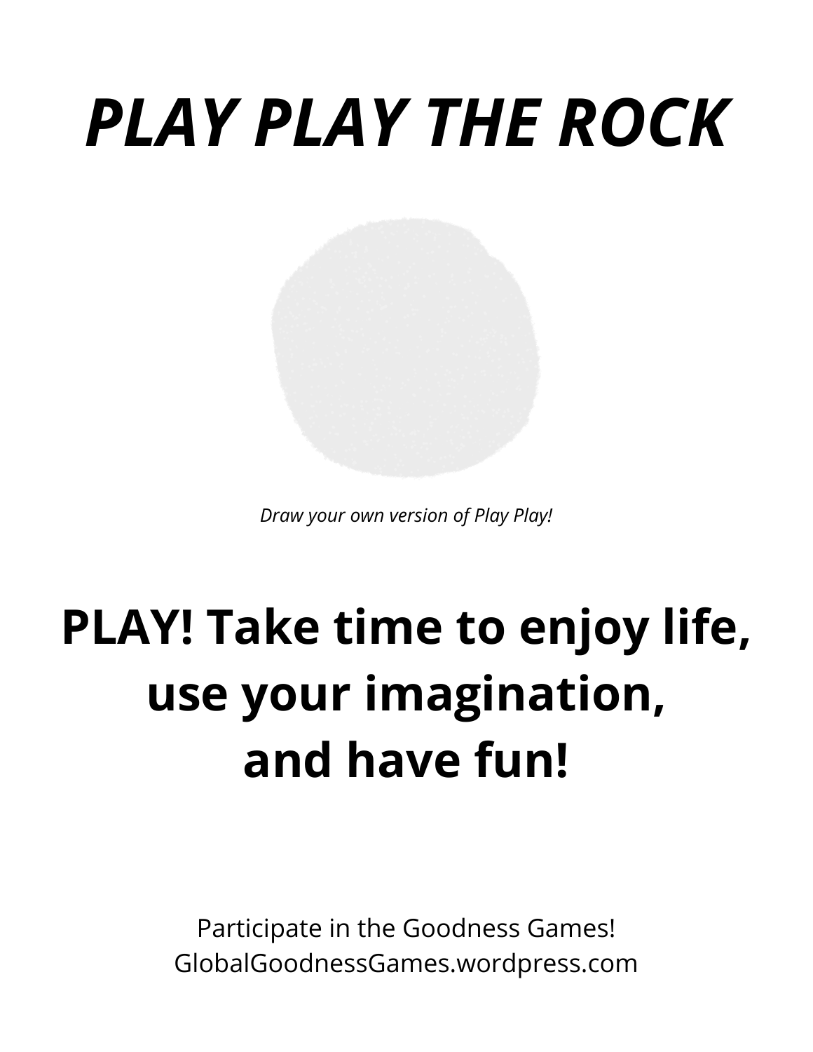# *PLAY PLAY THE ROCK*

*Draw your own version of Play Play!*

## PLAY! Take time to enjoy life, use your imagination, and have fun!

Participate in the Goodness Games!
GlobalGoodnessGames.wordpress.com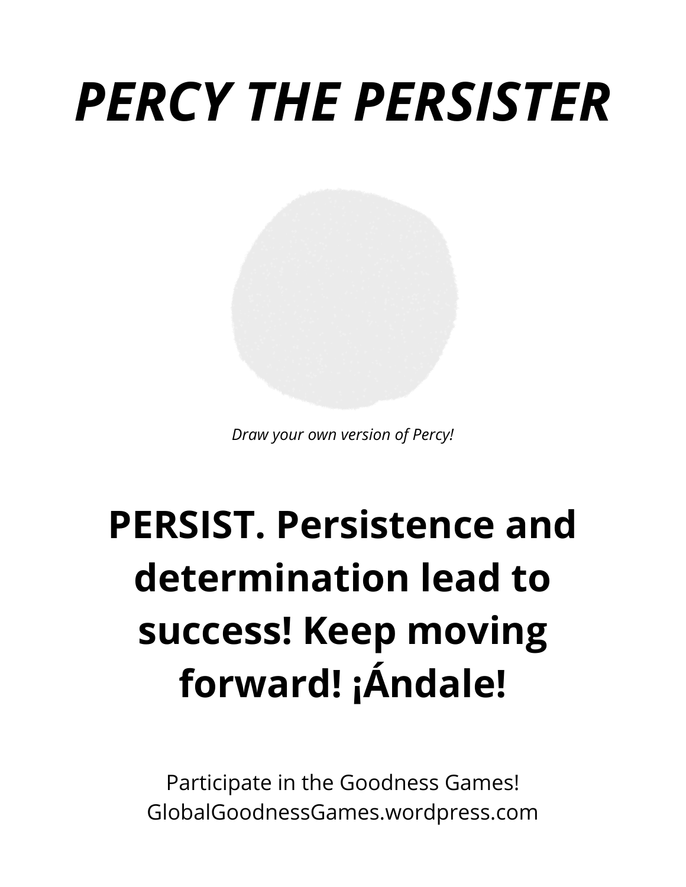# *PERCY THE PERSISTER*

*Draw your own version of Percy!*

**PERSIST. Persistence and determination lead to success! Keep moving forward! ¡Ándale!**

Participate in the Goodness Games!
GlobalGoodnessGames.wordpress.com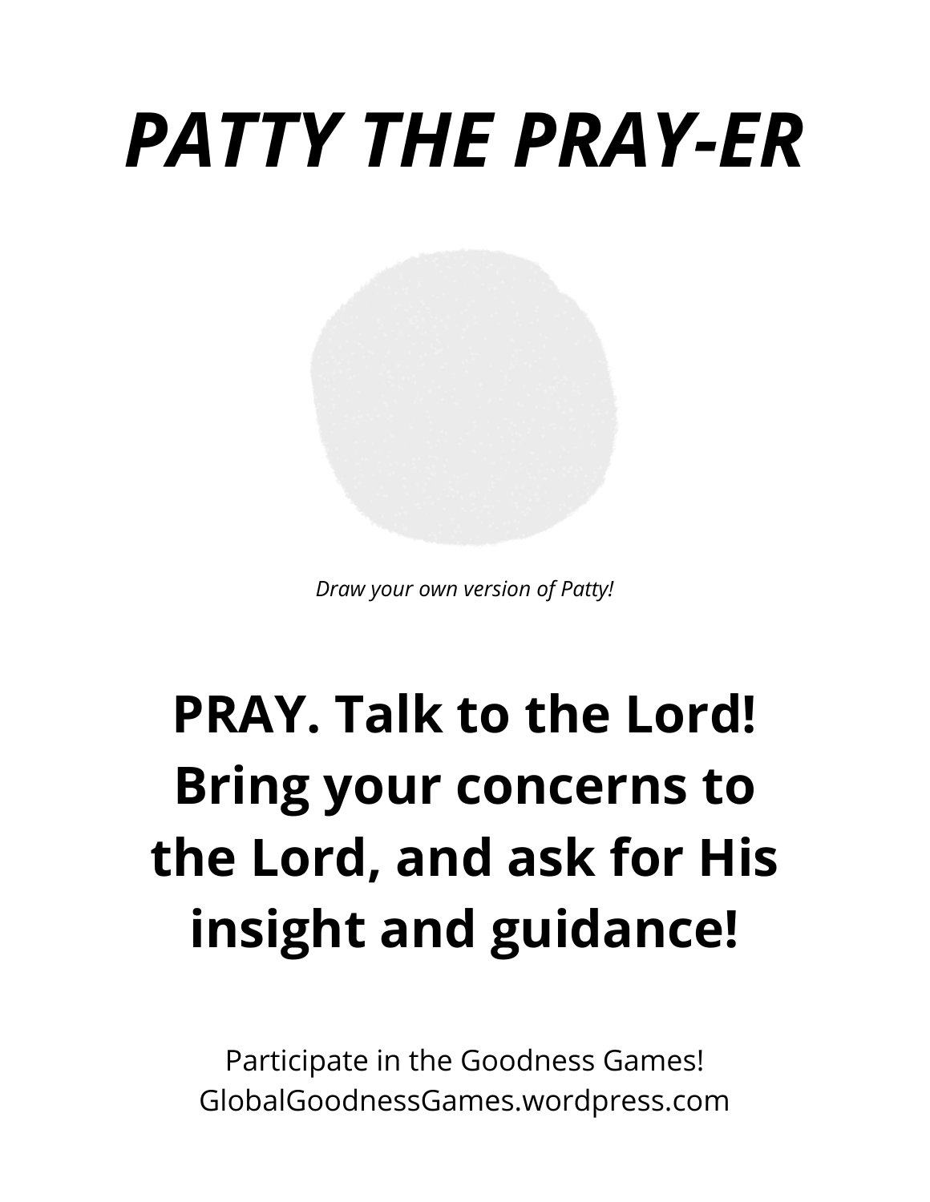# *PATTY THE PRAY-ER*

*Draw your own version of Patty!*

**PRAY. Talk to the Lord! Bring your concerns to the Lord, and ask for His insight and guidance!**

Participate in the Goodness Games!
GlobalGoodnessGames.wordpress.com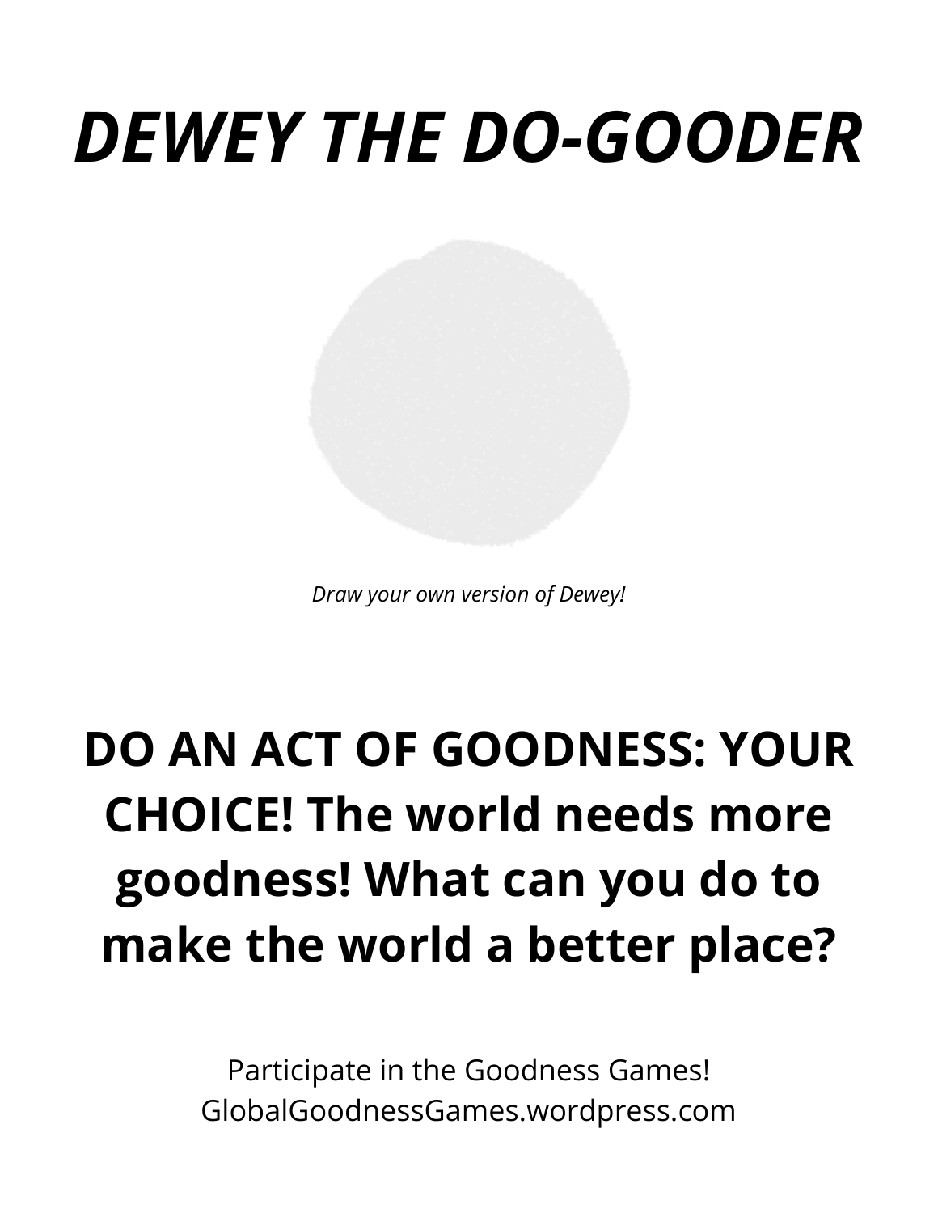# *DEWEY THE DO-GOODER*

*Draw your own version of Dewey!*

**DO AN ACT OF GOODNESS: YOUR CHOICE! The world needs more goodness! What can you do to make the world a better place?**

Participate in the Goodness Games!
GlobalGoodnessGames.wordpress.com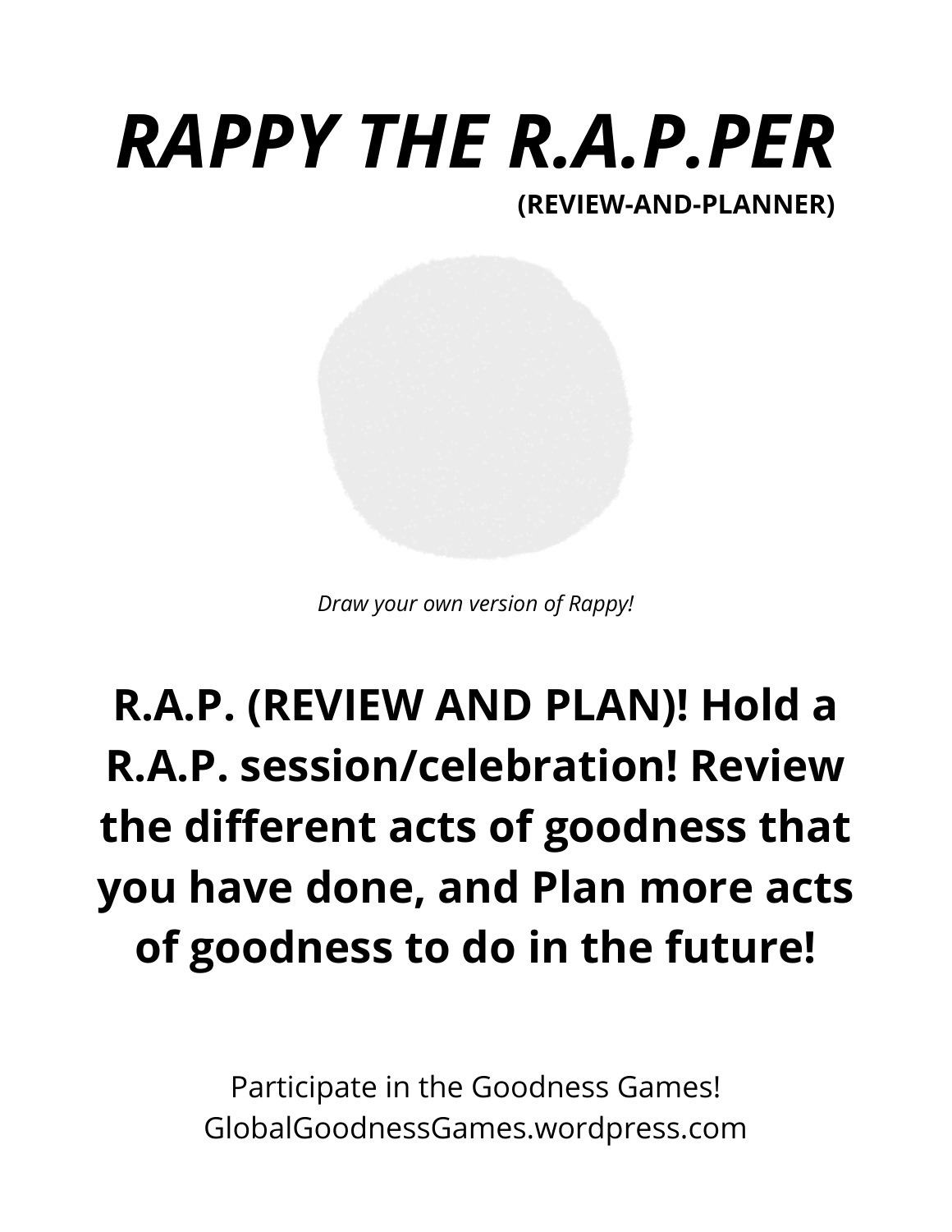# *RAPPY THE R.A.P.PER*

**(REVIEW-AND-PLANNER)**

*Draw your own version of Rappy!*

**R.A.P. (REVIEW AND PLAN)! Hold a R.A.P. session/celebration! Review the different acts of goodness that you have done, and Plan more acts of goodness to do in the future!**

Participate in the Goodness Games!
GlobalGoodnessGames.wordpress.com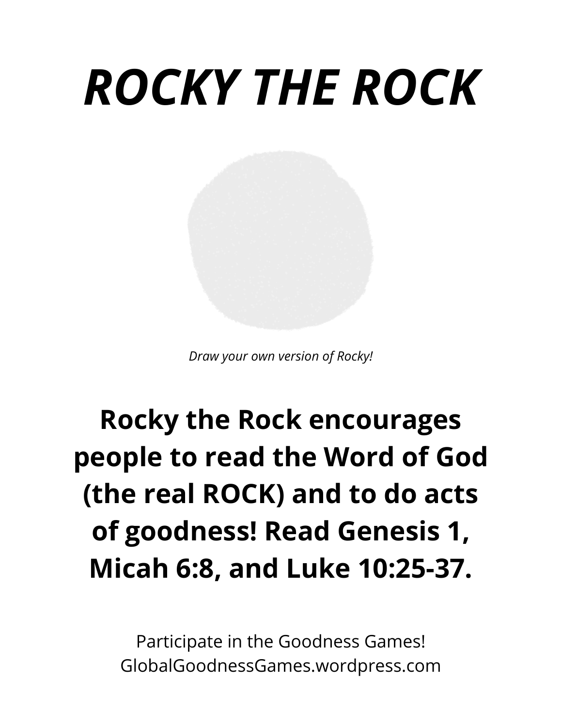# ***ROCKY THE ROCK***

*Draw your own version of Rocky!*

**Rocky the Rock encourages people to read the Word of God (the real ROCK) and to do acts of goodness! Read Genesis 1, Micah 6:8, and Luke 10:25-37.**

Participate in the Goodness Games!
GlobalGoodnessGames.wordpress.com